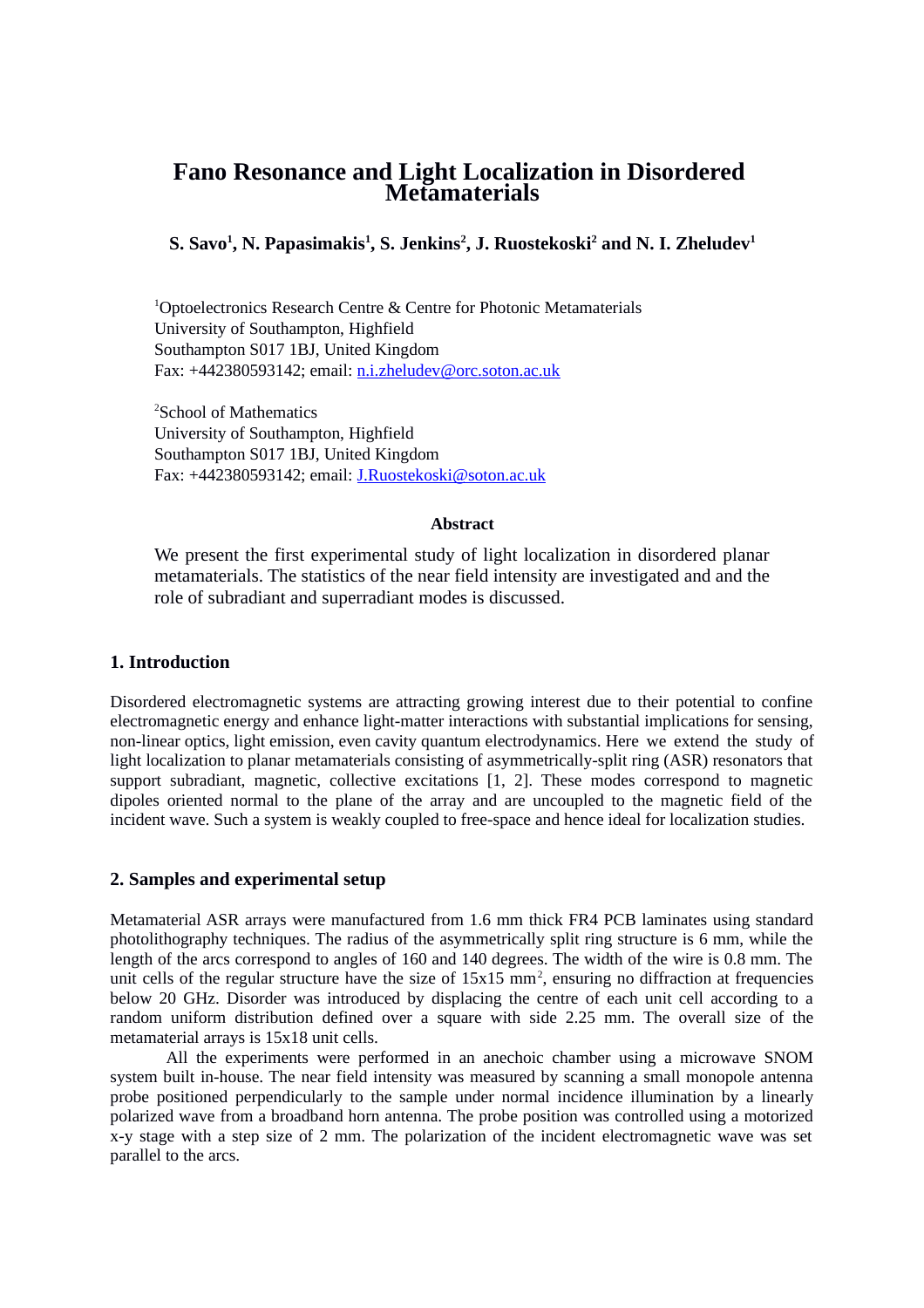# Fano Resonance and Light Localization in Disordered Metamaterials

**S. Savo[1], N. Papasimakis[1], S. Jenkins[2], J. Ruostekoski[2] and N. I. Zheludev[1]**

[1]Optoelectronics Research Centre & Centre for Photonic Metamaterials
University of Southampton, Highfield
Southampton S017 1BJ, United Kingdom
Fax: +442380593142; email: n.i.zheludev@orc.soton.ac.uk

[2]School of Mathematics
University of Southampton, Highfield
Southampton S017 1BJ, United Kingdom
Fax: +442380593142; email: J.Ruostekoski@soton.ac.uk

**Abstract**

We present the first experimental study of light localization in disordered planar metamaterials. The statistics of the near field intensity are investigated and and the role of subradiant and superradiant modes is discussed.

## 1. Introduction

Disordered electromagnetic systems are attracting growing interest due to their potential to confine electromagnetic energy and enhance light-matter interactions with substantial implications for sensing, non-linear optics, light emission, even cavity quantum electrodynamics. Here we extend the study of light localization to planar metamaterials consisting of asymmetrically-split ring (ASR) resonators that support subradiant, magnetic, collective excitations [1, 2]. These modes correspond to magnetic dipoles oriented normal to the plane of the array and are uncoupled to the magnetic field of the incident wave. Such a system is weakly coupled to free-space and hence ideal for localization studies.

## 2. Samples and experimental setup

Metamaterial ASR arrays were manufactured from 1.6 mm thick FR4 PCB laminates using standard photolithography techniques. The radius of the asymmetrically split ring structure is 6 mm, while the length of the arcs correspond to angles of 160 and 140 degrees. The width of the wire is 0.8 mm. The unit cells of the regular structure have the size of 15x15 mm$^2$, ensuring no diffraction at frequencies below 20 GHz. Disorder was introduced by displacing the centre of each unit cell according to a random uniform distribution defined over a square with side 2.25 mm. The overall size of the metamaterial arrays is 15x18 unit cells.

All the experiments were performed in an anechoic chamber using a microwave SNOM system built in-house. The near field intensity was measured by scanning a small monopole antenna probe positioned perpendicularly to the sample under normal incidence illumination by a linearly polarized wave from a broadband horn antenna. The probe position was controlled using a motorized x-y stage with a step size of 2 mm. The polarization of the incident electromagnetic wave was set parallel to the arcs.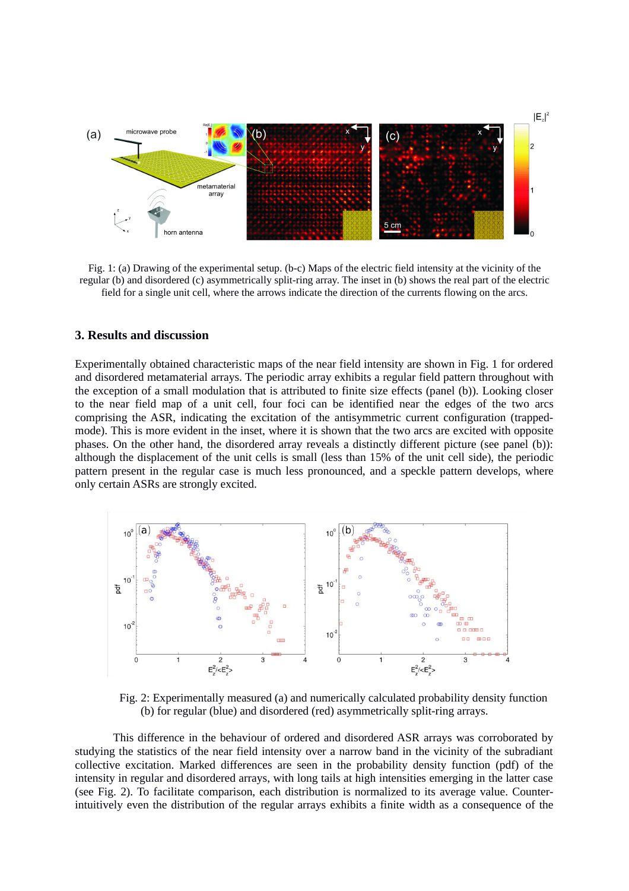Fig. 1: (a) Drawing of the experimental setup. (b-c) Maps of the electric field intensity at the vicinity of the regular (b) and disordered (c) asymmetrically split-ring array. The inset in (b) shows the real part of the electric field for a single unit cell, where the arrows indicate the direction of the currents flowing on the arcs.

## 3. Results and discussion

Experimentally obtained characteristic maps of the near field intensity are shown in Fig. 1 for ordered and disordered metamaterial arrays. The periodic array exhibits a regular field pattern throughout with the exception of a small modulation that is attributed to finite size effects (panel (b)). Looking closer to the near field map of a unit cell, four foci can be identified near the edges of the two arcs comprising the ASR, indicating the excitation of the antisymmetric current configuration (trapped-mode). This is more evident in the inset, where it is shown that the two arcs are excited with opposite phases. On the other hand, the disordered array reveals a distinctly different picture (see panel (b)): although the displacement of the unit cells is small (less than 15% of the unit cell side), the periodic pattern present in the regular case is much less pronounced, and a speckle pattern develops, where only certain ASRs are strongly excited.

Fig. 2: Experimentally measured (a) and numerically calculated probability density function (b) for regular (blue) and disordered (red) asymmetrically split-ring arrays.

This difference in the behaviour of ordered and disordered ASR arrays was corroborated by studying the statistics of the near field intensity over a narrow band in the vicinity of the subradiant collective excitation. Marked differences are seen in the probability density function (pdf) of the intensity in regular and disordered arrays, with long tails at high intensities emerging in the latter case (see Fig. 2). To facilitate comparison, each distribution is normalized to its average value. Counter-intuitively even the distribution of the regular arrays exhibits a finite width as a consequence of the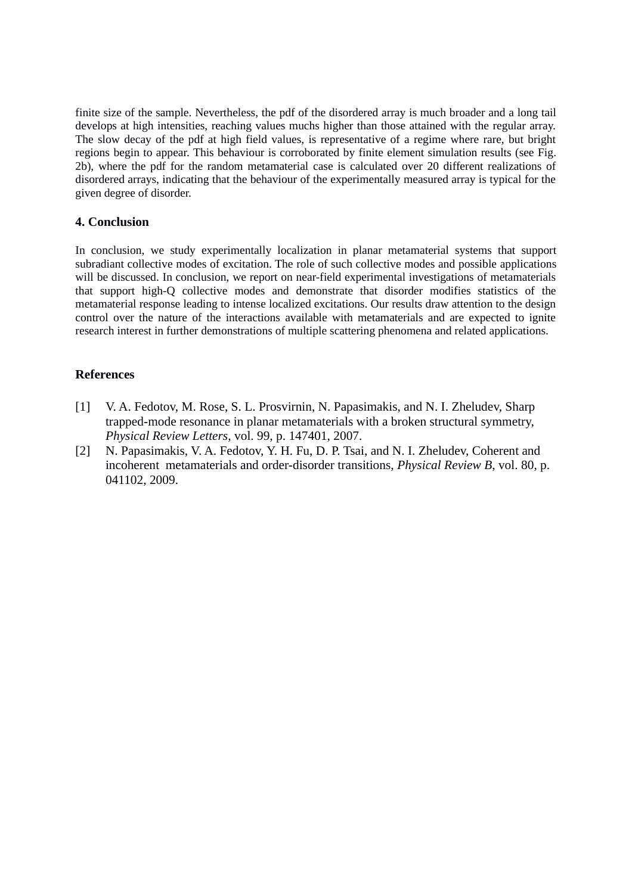finite size of the sample. Nevertheless, the pdf of the disordered array is much broader and a long tail develops at high intensities, reaching values muchs higher than those attained with the regular array. The slow decay of the pdf at high field values, is representative of a regime where rare, but bright regions begin to appear. This behaviour is corroborated by finite element simulation results (see Fig. 2b), where the pdf for the random metamaterial case is calculated over 20 different realizations of disordered arrays, indicating that the behaviour of the experimentally measured array is typical for the given degree of disorder.

### 4. Conclusion

In conclusion, we study experimentally localization in planar metamaterial systems that support subradiant collective modes of excitation. The role of such collective modes and possible applications will be discussed. In conclusion, we report on near-field experimental investigations of metamaterials that support high-Q collective modes and demonstrate that disorder modifies statistics of the metamaterial response leading to intense localized excitations. Our results draw attention to the design control over the nature of the interactions available with metamaterials and are expected to ignite research interest in further demonstrations of multiple scattering phenomena and related applications.

### References

[1] V. A. Fedotov, M. Rose, S. L. Prosvirnin, N. Papasimakis, and N. I. Zheludev, Sharp trapped-mode resonance in planar metamaterials with a broken structural symmetry, *Physical Review Letters*, vol. 99, p. 147401, 2007.

[2] N. Papasimakis, V. A. Fedotov, Y. H. Fu, D. P. Tsai, and N. I. Zheludev, Coherent and incoherent metamaterials and order-disorder transitions, *Physical Review B*, vol. 80, p. 041102, 2009.